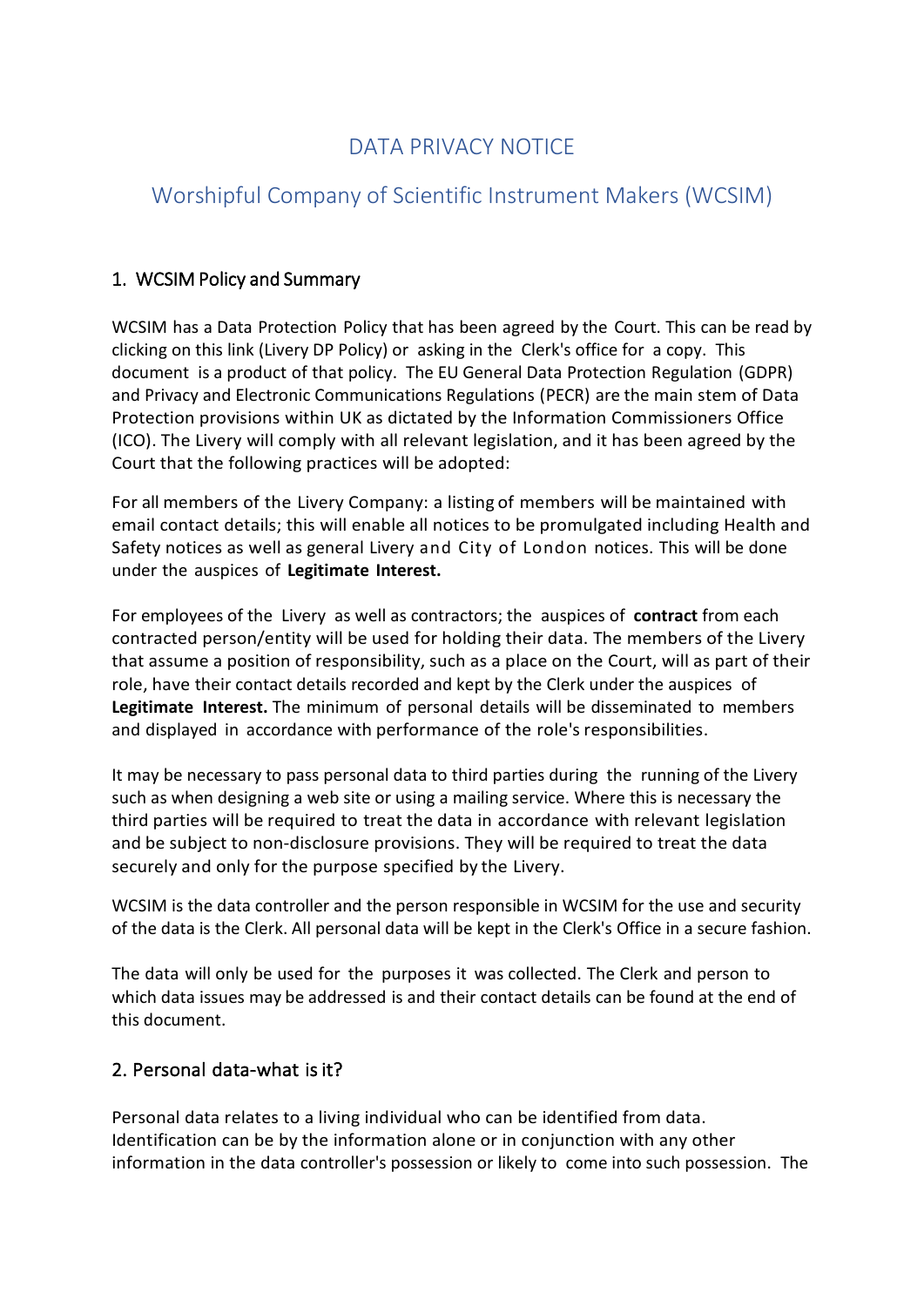# DATA PRIVACY NOTICE

## Worshipful Company of Scientific Instrument Makers (WCSIM)

### 1. WCSIM Policy and Summary

WCSIM has a Data Protection Policy that has been agreed by the Court. This can be read by clicking on this link (Livery DP Policy) or asking in the Clerk's office for a copy. This document is a product of that policy. The EU General Data Protection Regulation (GDPR) and Privacy and Electronic Communications Regulations (PECR) are the main stem of Data Protection provisions within UK as dictated by the Information Commissioners Office (ICO). The Livery will comply with all relevant legislation, and it has been agreed by the Court that the following practices will be adopted:

For all members of the Livery Company: a listing of members will be maintained with email contact details; this will enable all notices to be promulgated including Health and Safety notices as well as general Livery and City of London notices. This will be done under the auspices of **Legitimate Interest.**

For employees of the Livery as well as contractors; the auspices of **contract** from each contracted person/entity will be used for holding their data. The members of the Livery that assume a position of responsibility, such as a place on the Court, will as part of their role, have their contact details recorded and kept by the Clerk under the auspices of **Legitimate Interest.** The minimum of personal details will be disseminated to members and displayed in accordance with performance of the role's responsibilities.

It may be necessary to pass personal data to third parties during the running of the Livery such as when designing a web site or using a mailing service. Where this is necessary the third parties will be required to treat the data in accordance with relevant legislation and be subject to non-disclosure provisions. They will be required to treat the data securely and only for the purpose specified by the Livery.

WCSIM is the data controller and the person responsible in WCSIM for the use and security of the data is the Clerk. All personal data will be kept in the Clerk's Office in a secure fashion.

The data will only be used for the purposes it was collected. The Clerk and person to which data issues may be addressed is and their contact details can be found at the end of this document.

### 2. Personal data-what is it?

Personal data relates to a living individual who can be identified from data. Identification can be by the information alone or in conjunction with any other information in the data controller's possession or likely to come into such possession. The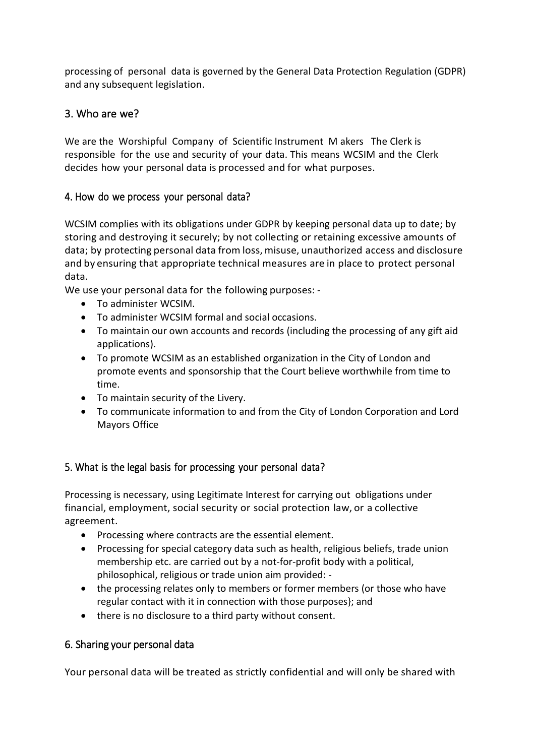processing of personal data is governed by the General Data Protection Regulation (GDPR) and any subsequent legislation.

## 3. Who are we?

We are the Worshipful Company of Scientific Instrument M akers The Clerk is responsible for the use and security of your data. This means WCSIM and the Clerk decides how your personal data is processed and for what purposes.

## 4. How do we process your personal data?

WCSIM complies with its obligations under GDPR by keeping personal data up to date; by storing and destroying it securely; by not collecting or retaining excessive amounts of data; by protecting personal data from loss, misuse, unauthorized access and disclosure and by ensuring that appropriate technical measures are in place to protect personal data.

We use your personal data for the following purposes: -

- To administer WCSIM.
- To administer WCSIM formal and social occasions.
- To maintain our own accounts and records (including the processing of any gift aid applications).
- To promote WCSIM as an established organization in the City of London and promote events and sponsorship that the Court believe worthwhile from time to time.
- To maintain security of the Livery.
- To communicate information to and from the City of London Corporation and Lord Mayors Office

## 5. What is the legal basis for processing your personal data?

Processing is necessary, using Legitimate Interest for carrying out obligations under financial, employment, social security or social protection law, or a collective agreement.

- Processing where contracts are the essential element.
- Processing for special category data such as health, religious beliefs, trade union membership etc. are carried out by a not-for-profit body with a political, philosophical, religious or trade union aim provided: -
- the processing relates only to members or former members (or those who have regular contact with it in connection with those purposes}; and
- there is no disclosure to a third party without consent.

## 6. Sharing your personal data

Your personal data will be treated as strictly confidential and will only be shared with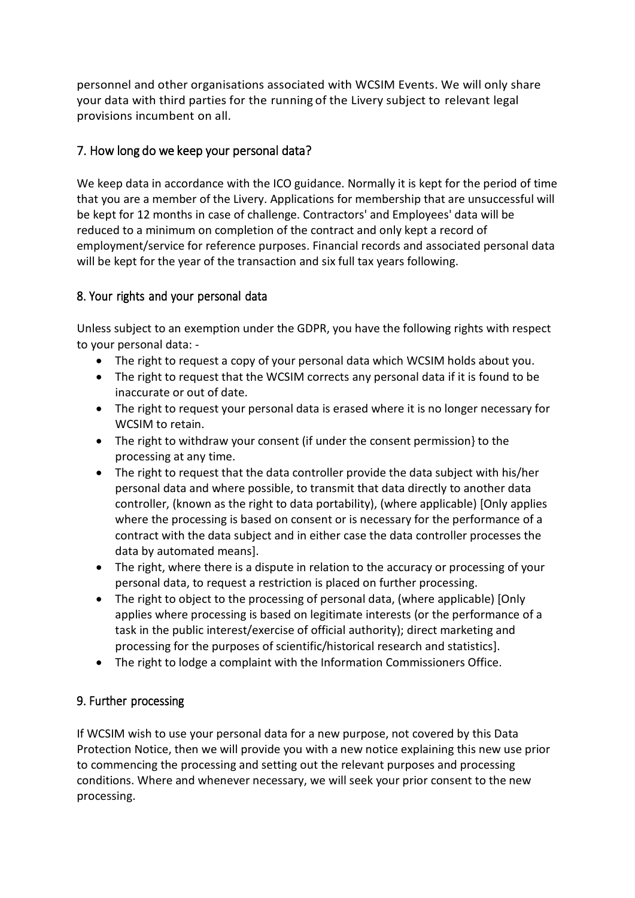personnel and other organisations associated with WCSIM Events. We will only share your data with third parties for the running of the Livery subject to relevant legal provisions incumbent on all.

## 7. How long do we keep your personal data?

We keep data in accordance with the ICO guidance. Normally it is kept for the period of time that you are a member of the Livery. Applications for membership that are unsuccessful will be kept for 12 months in case of challenge. Contractors' and Employees' data will be reduced to a minimum on completion of the contract and only kept a record of employment/service for reference purposes. Financial records and associated personal data will be kept for the year of the transaction and six full tax years following.

## 8. Your rights and your personal data

Unless subject to an exemption under the GDPR, you have the following rights with respect to your personal data: -

- The right to request a copy of your personal data which WCSIM holds about you.
- The right to request that the WCSIM corrects any personal data if it is found to be inaccurate or out of date.
- The right to request your personal data is erased where it is no longer necessary for WCSIM to retain.
- The right to withdraw your consent (if under the consent permission} to the processing at any time.
- The right to request that the data controller provide the data subject with his/her personal data and where possible, to transmit that data directly to another data controller, (known as the right to data portability), (where applicable) [Only applies where the processing is based on consent or is necessary for the performance of a contract with the data subject and in either case the data controller processes the data by automated means].
- The right, where there is a dispute in relation to the accuracy or processing of your personal data, to request a restriction is placed on further processing.
- The right to object to the processing of personal data, (where applicable) [Only applies where processing is based on legitimate interests (or the performance of a task in the public interest/exercise of official authority); direct marketing and processing for the purposes of scientific/historical research and statistics].
- The right to lodge a complaint with the Information Commissioners Office.

## 9. Further processing

If WCSIM wish to use your personal data for a new purpose, not covered by this Data Protection Notice, then we will provide you with a new notice explaining this new use prior to commencing the processing and setting out the relevant purposes and processing conditions. Where and whenever necessary, we will seek your prior consent to the new processing.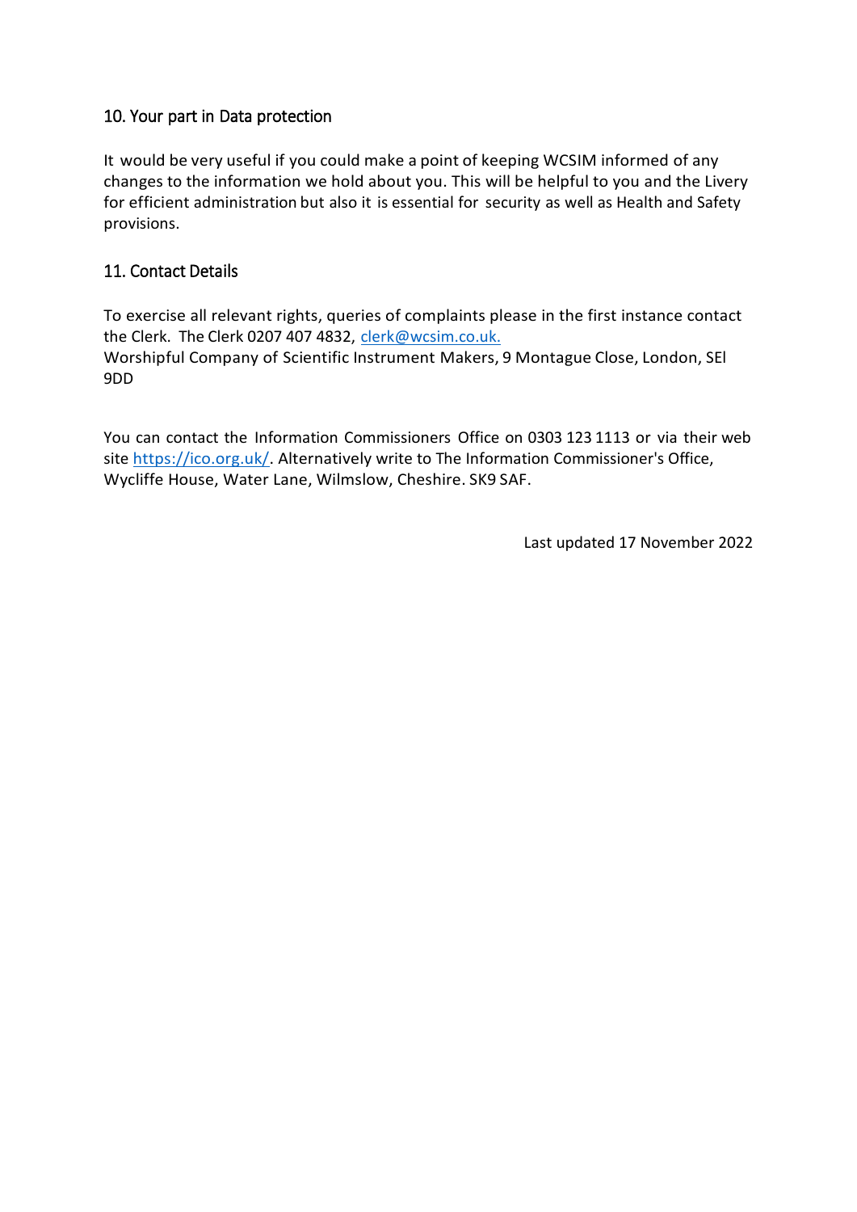## 10. Your part in Data protection

It would be very useful if you could make a point of keeping WCSIM informed of any changes to the information we hold about you. This will be helpful to you and the Livery for efficient administration but also it is essential for security as well as Health and Safety provisions.

## 11. Contact Details

To exercise all relevant rights, queries of complaints please in the first instance contact the Clerk. The Clerk 0207 407 4832, clerk@wcsim.co.uk.
Worshipful Company of Scientific Instrument Makers, 9 Montague Close, London, SEl 9DD

You can contact the Information Commissioners Office on 0303 123 1113 or via their web site https://ico.org.uk/. Alternatively write to The Information Commissioner's Office, Wycliffe House, Water Lane, Wilmslow, Cheshire. SK9 SAF.

Last updated 17 November 2022